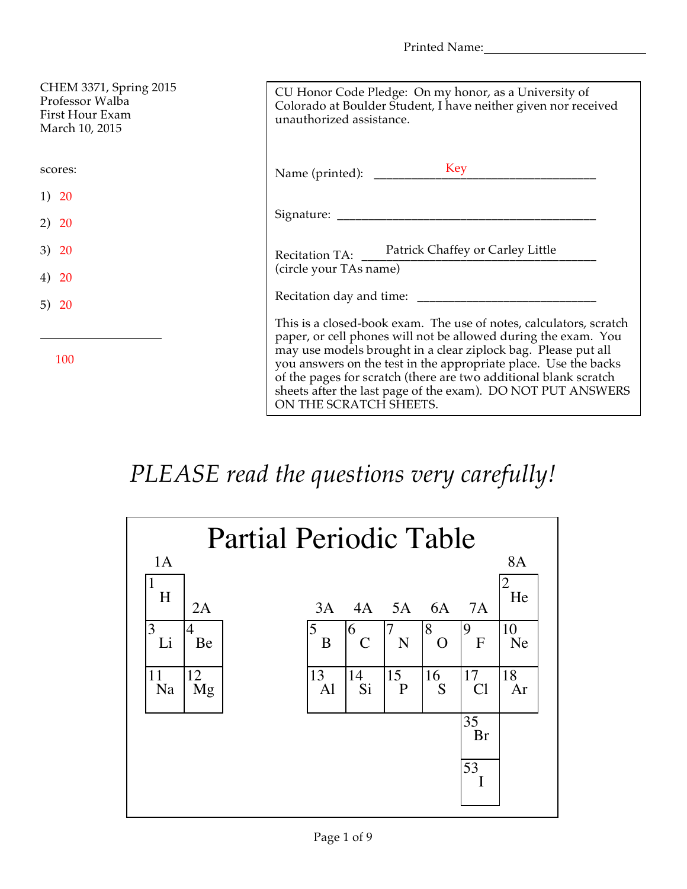Printed Name: ___________________________

CHEM 3371, Spring 2015
Professor Walba
First Hour Exam
March 10, 2015

scores:

1) 20

2) 20

3) 20

4) 20

5) 20

___________________

100

CU Honor Code Pledge: On my honor, as a University of Colorado at Boulder Student, I have neither given nor received unauthorized assistance.

Name (printed): ______Key______

Signature: ___________________________

Recitation TA: ______Patrick Chaffey or Carley Little______
(circle your TAs name)

Recitation day and time: ___________________________

This is a closed-book exam. The use of notes, calculators, scratch paper, or cell phones will not be allowed during the exam. You may use models brought in a clear ziplock bag. Please put all you answers on the test in the appropriate place. Use the backs of the pages for scratch (there are two additional blank scratch sheets after the last page of the exam). DO NOT PUT ANSWERS ON THE SCRATCH SHEETS.

*PLEASE read the questions very carefully!*

## Partial Periodic Table

| 1A | 2A | 3A | 4A | 5A | 6A | 7A | 8A |
|---|---|---|---|---|---|---|---|
| 1 H | | | | | | | 2 He |
| 3 Li | 4 Be | 5 B | 6 C | 7 N | 8 O | 9 F | 10 Ne |
| 11 Na | 12 Mg | 13 Al | 14 Si | 15 P | 16 S | 17 Cl | 18 Ar |
| | | | | | | 35 Br | |
| | | | | | | 53 I | |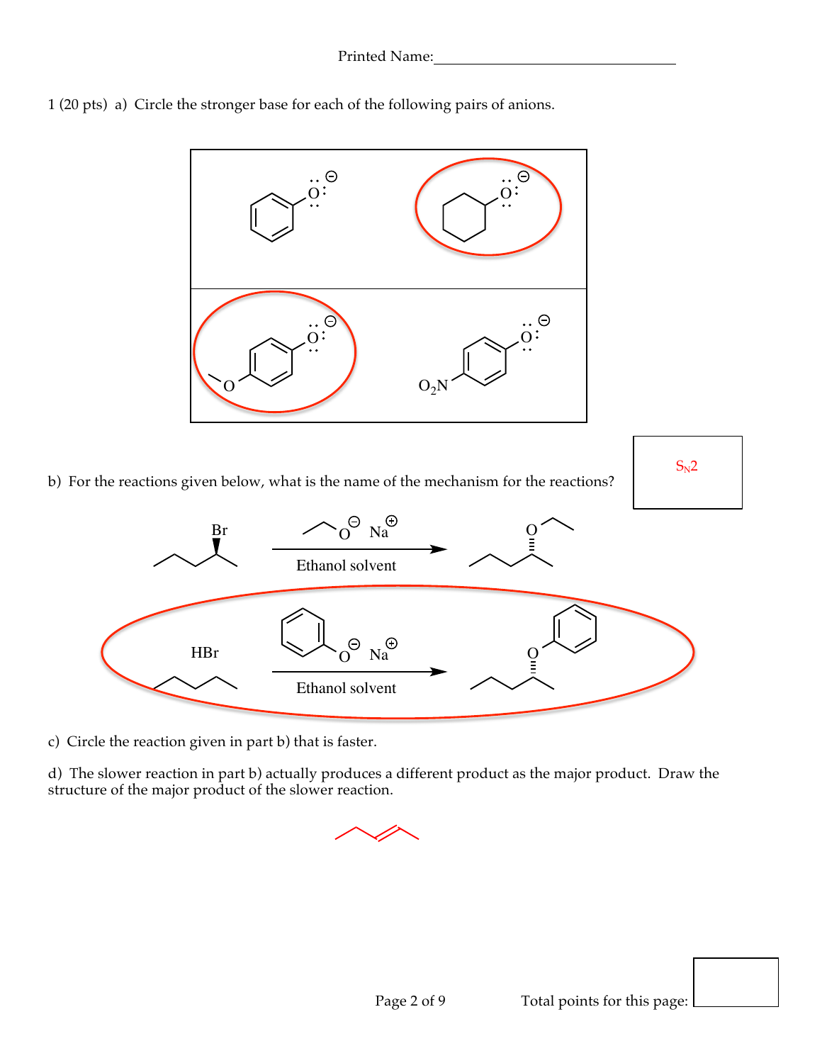Printed Name:\_\_\_\_\_\_\_\_\_\_\_\_\_\_\_\_\_\_\_\_\_\_\_\_\_\_\_\_\_\_

1 (20 pts) a) Circle the stronger base for each of the following pairs of anions.

b) For the reactions given below, what is the name of the mechanism for the reactions?

$S_N2$

Ethanol solvent

HBr

Ethanol solvent

c) Circle the reaction given in part b) that is faster.

d) The slower reaction in part b) actually produces a different product as the major product. Draw the structure of the major product of the slower reaction.

Total points for this page: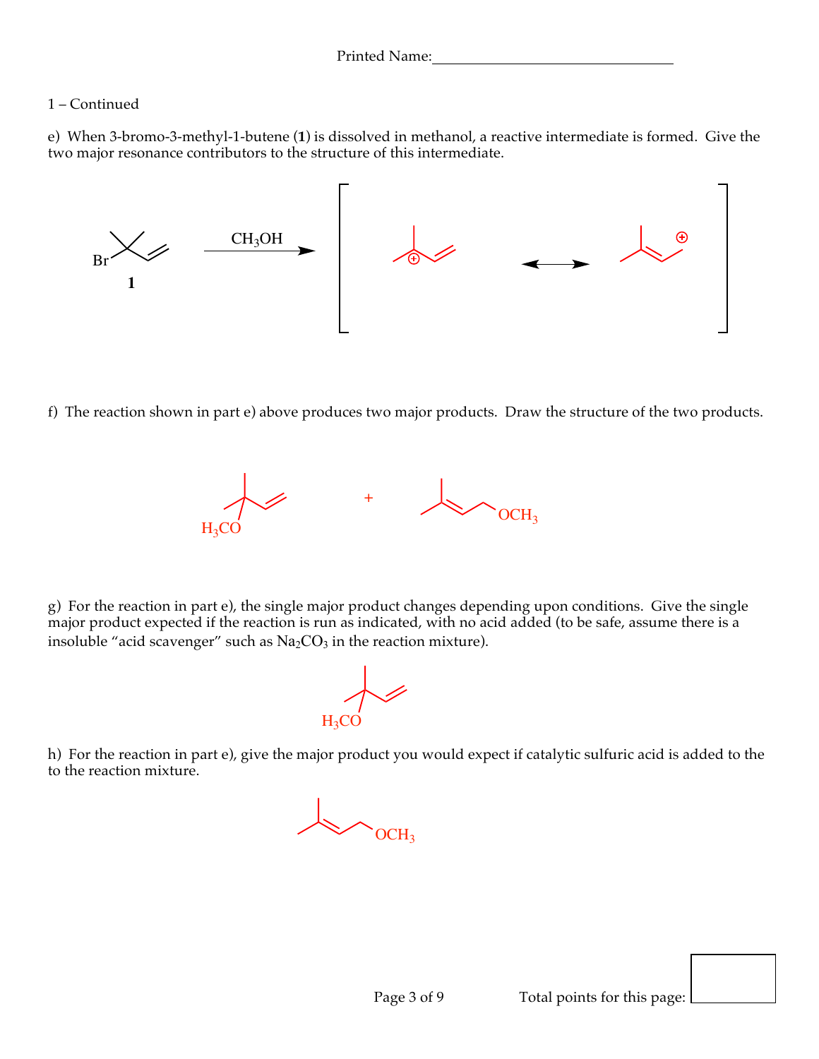Printed Name:_______________________________

1 – Continued

e) When 3-bromo-3-methyl-1-butene (**1**) is dissolved in methanol, a reactive intermediate is formed. Give the two major resonance contributors to the structure of this intermediate.

$CH_3OH$

**1**

Br

f) The reaction shown in part e) above produces two major products. Draw the structure of the two products.

$H_3CO$ + $OCH_3$

g) For the reaction in part e), the single major product changes depending upon conditions. Give the single major product expected if the reaction is run as indicated, with no acid added (to be safe, assume there is a insoluble "acid scavenger" such as $Na_2CO_3$ in the reaction mixture).

$H_3CO$

h) For the reaction in part e), give the major product you would expect if catalytic sulfuric acid is added to the to the reaction mixture.

$OCH_3$

Total points for this page: ____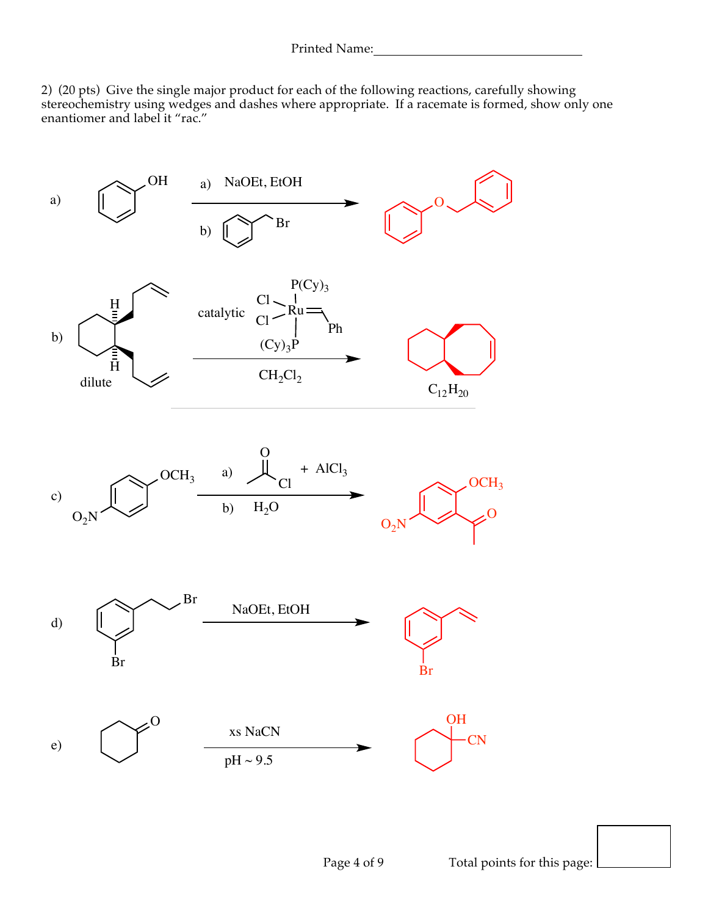Printed Name:\_\_\_\_\_\_\_\_\_\_\_\_\_\_\_\_\_\_\_\_\_\_\_\_\_\_\_\_\_\_

2) (20 pts) Give the single major product for each of the following reactions, carefully showing stereochemistry using wedges and dashes where appropriate. If a racemate is formed, show only one enantiomer and label it "rac."

a) a) NaOEt, EtOH; b) [benzyl bromide] Br

b) catalytic $Cl_2Ru(=CHPh)(P(Cy)_3)_2$, $CH_2Cl_2$; dilute

$C_{12}H_{20}$

c) a) [acetyl chloride] + $AlCl_3$; b) $H_2O$

$O_2N$, $OCH_3$

d) NaOEt, EtOH

Br, Br

e) xs NaCN, pH ~ 9.5

OH, CN

Total points for this page: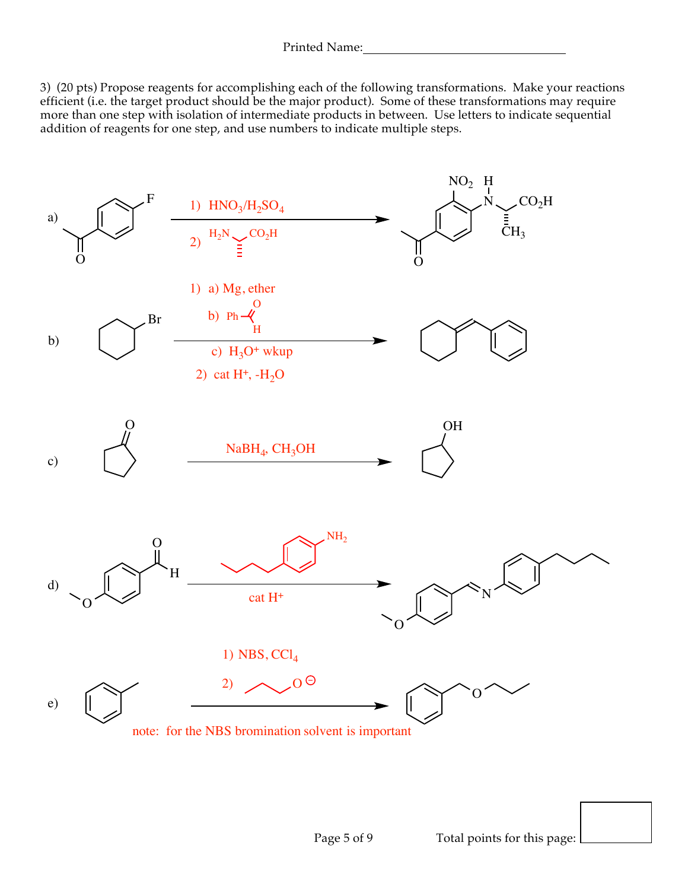Printed Name:________________________________

3) (20 pts) Propose reagents for accomplishing each of the following transformations. Make your reactions efficient (i.e. the target product should be the major product). Some of these transformations may require more than one step with isolation of intermediate products in between. Use letters to indicate sequential addition of reagents for one step, and use numbers to indicate multiple steps.

a)

1) $HNO_3/H_2SO_4$

2) $H_2N$ $CO_2H$

b)

1) a) Mg, ether

b) Ph–CHO

c) $H_3O^+$ wkup

2) cat $H^+$, $-H_2O$

c)

$NaBH_4$, $CH_3OH$

d)

cat $H^+$

e)

1) NBS, $CCl_4$

2) $O^{\ominus}$

note: for the NBS bromination solvent is important

Total points for this page: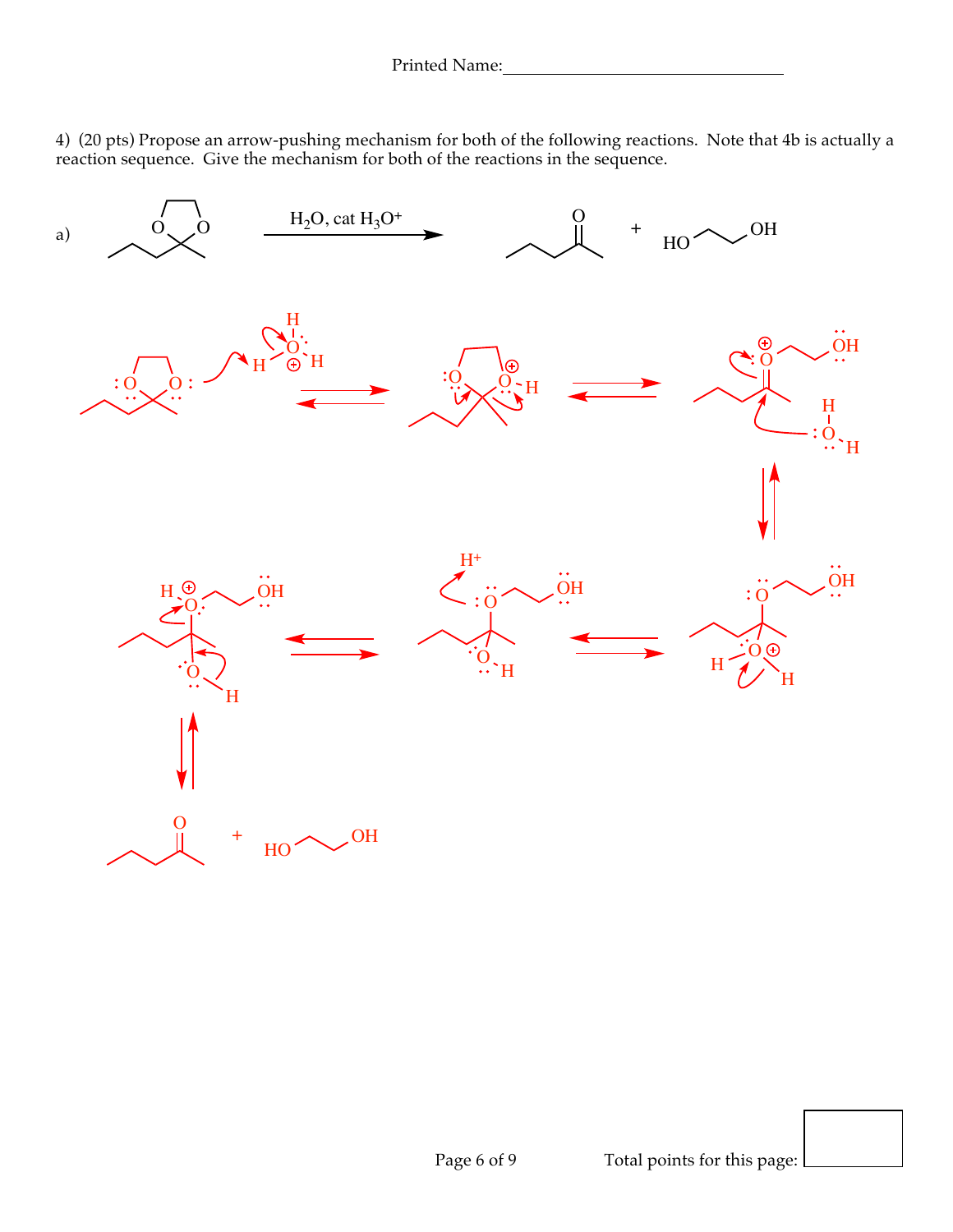Printed Name:_______________________________

4) (20 pts) Propose an arrow-pushing mechanism for both of the following reactions. Note that 4b is actually a reaction sequence. Give the mechanism for both of the reactions in the sequence.

a) $H_2O$, cat $H_3O^+$

Total points for this page: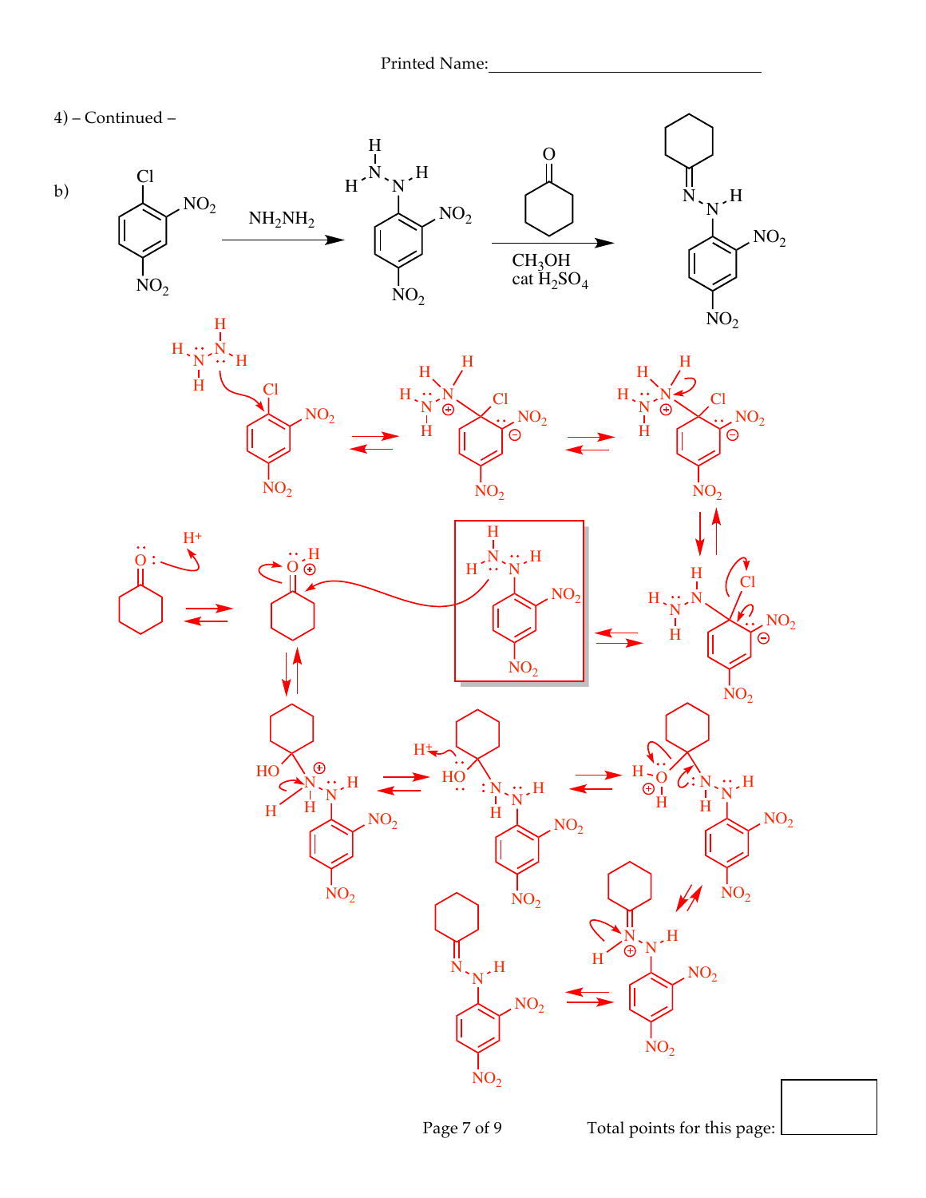4) – Continued –

b)

$NH_2NH_2$

$CH_3OH$
cat $H_2SO_4$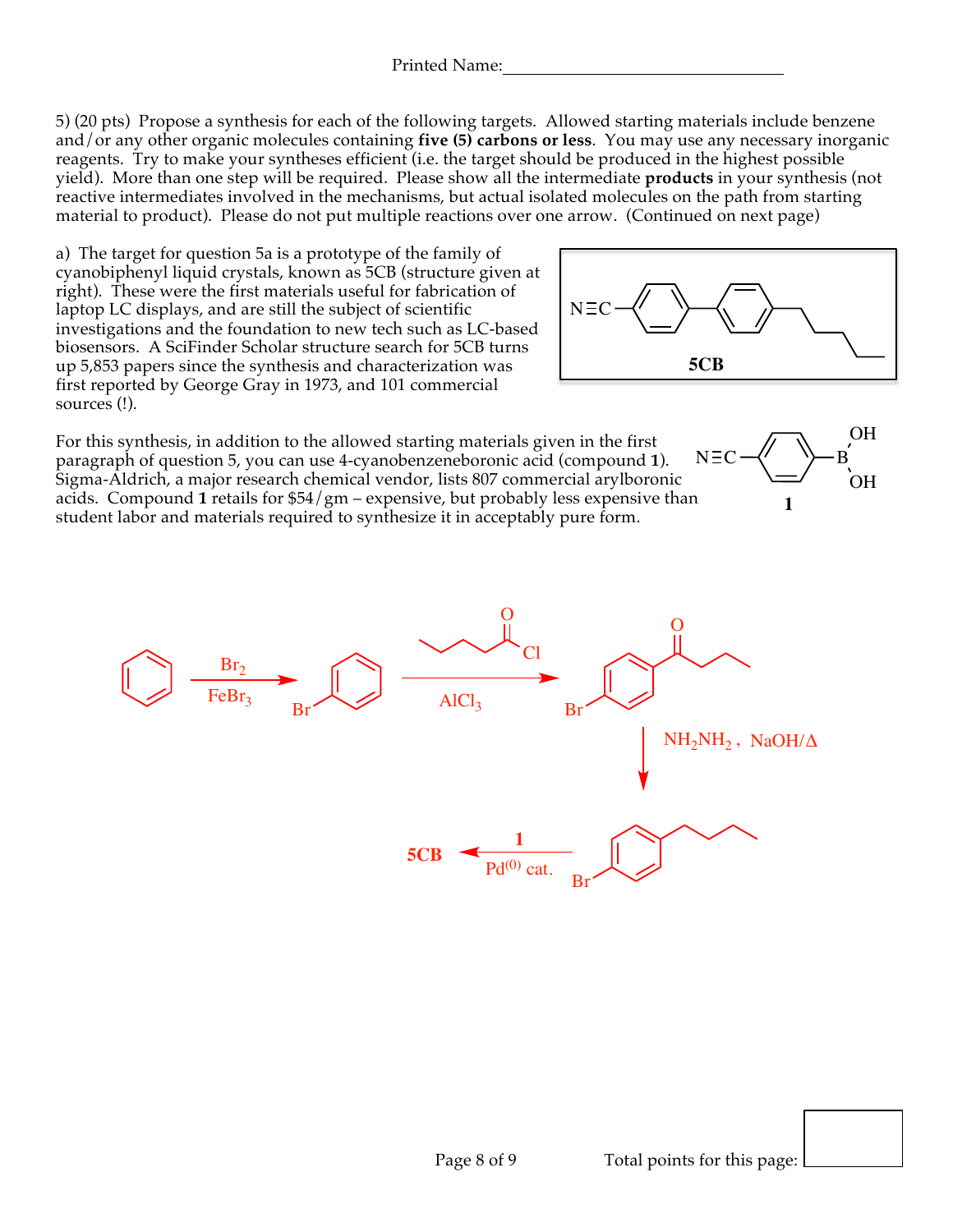Printed Name:______________________________

5) (20 pts) Propose a synthesis for each of the following targets. Allowed starting materials include benzene and/or any other organic molecules containing **five (5) carbons or less**. You may use any necessary inorganic reagents. Try to make your syntheses efficient (i.e. the target should be produced in the highest possible yield). More than one step will be required. Please show all the intermediate **products** in your synthesis (not reactive intermediates involved in the mechanisms, but actual isolated molecules on the path from starting material to product). Please do not put multiple reactions over one arrow. (Continued on next page)

a) The target for question 5a is a prototype of the family of cyanobiphenyl liquid crystals, known as 5CB (structure given at right). These were the first materials useful for fabrication of laptop LC displays, and are still the subject of scientific investigations and the foundation to new tech such as LC-based biosensors. A SciFinder Scholar structure search for 5CB turns up 5,853 papers since the synthesis and characterization was first reported by George Gray in 1973, and 101 commercial sources (!).

N≡C–$C_6H_4$–$C_6H_4$–(pentyl)

**5CB**

For this synthesis, in addition to the allowed starting materials given in the first paragraph of question 5, you can use 4-cyanobenzeneboronic acid (compound **1**). Sigma-Aldrich, a major research chemical vendor, lists 807 commercial arylboronic acids. Compound **1** retails for $54/gm – expensive, but probably less expensive than student labor and materials required to synthesize it in acceptably pure form.

N≡C–$C_6H_4$–$B(OH)_2$

**1**

Benzene $\xrightarrow{Br_2,\ FeBr_3}$ Bromobenzene

Bromobenzene $\xrightarrow{\text{pentanoyl chloride},\ AlCl_3}$ 4-bromophenyl butyl ketone

4-bromophenyl butyl ketone $\xrightarrow{NH_2NH_2,\ NaOH/\Delta}$ 1-bromo-4-pentylbenzene

1-bromo-4-pentylbenzene $\xrightarrow{\mathbf{1},\ Pd^{(0)}\ \text{cat.}}$ **5CB**

Total points for this page: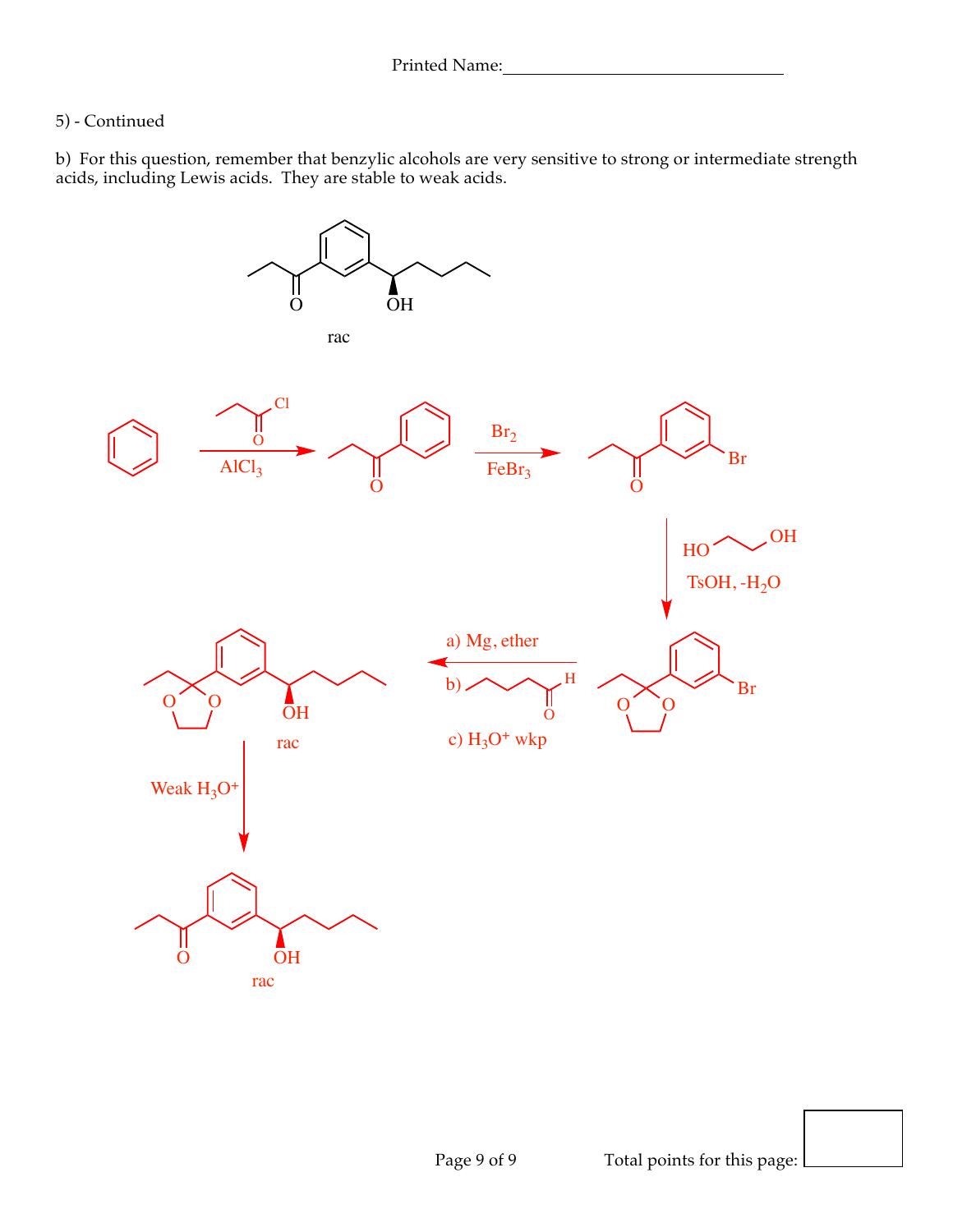5) - Continued

b) For this question, remember that benzylic alcohols are very sensitive to strong or intermediate strength acids, including Lewis acids. They are stable to weak acids.

rac

$AlCl_3$

$Br_2$

$FeBr_3$

HO OH

TsOH, $-H_2O$

a) Mg, ether

b)

c) $H_3O^+$ wkp

rac

Weak $H_3O^+$

rac